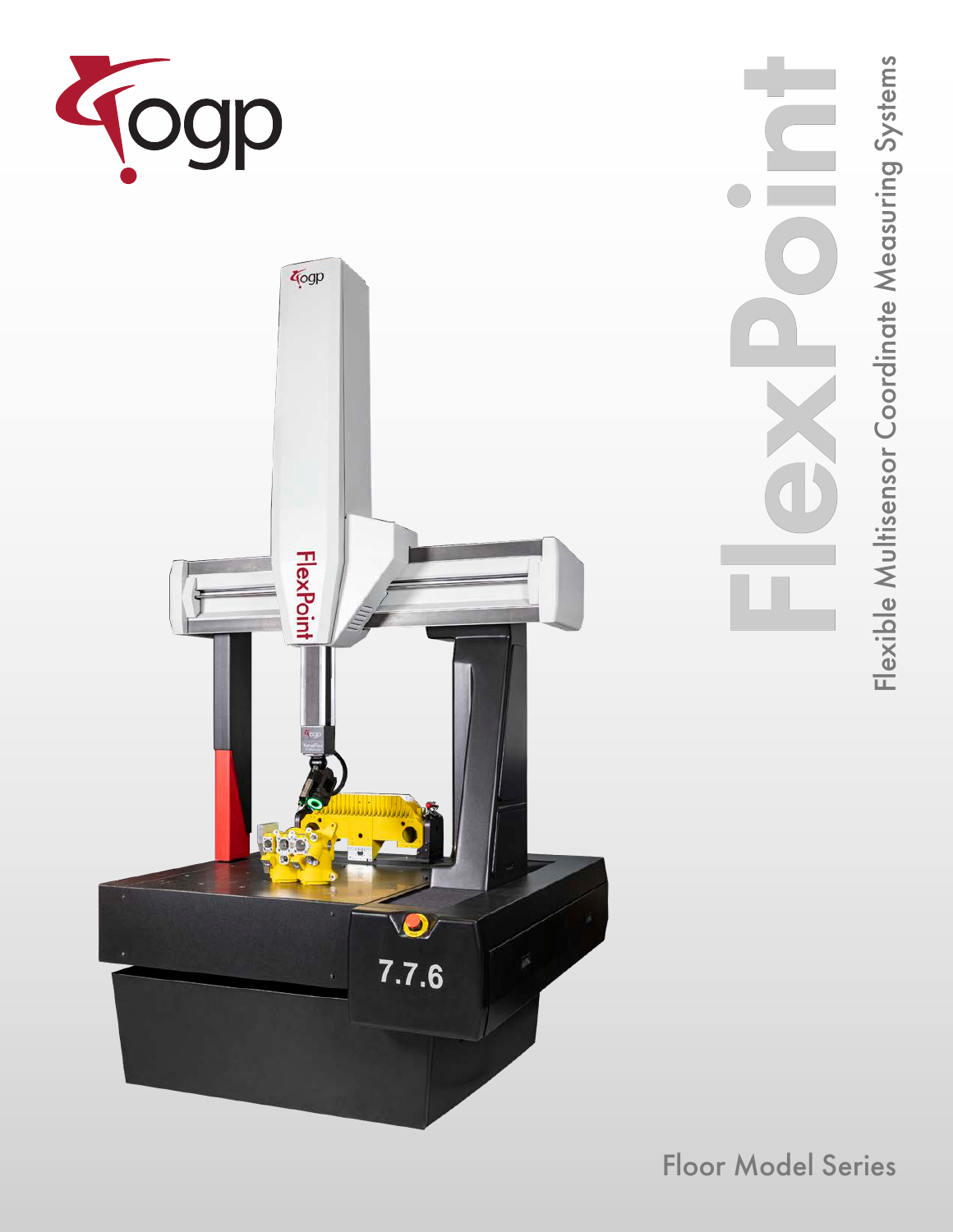# FlexPoint

## Flexible Multisensor Coordinate Measuring Systems

Floor Model Series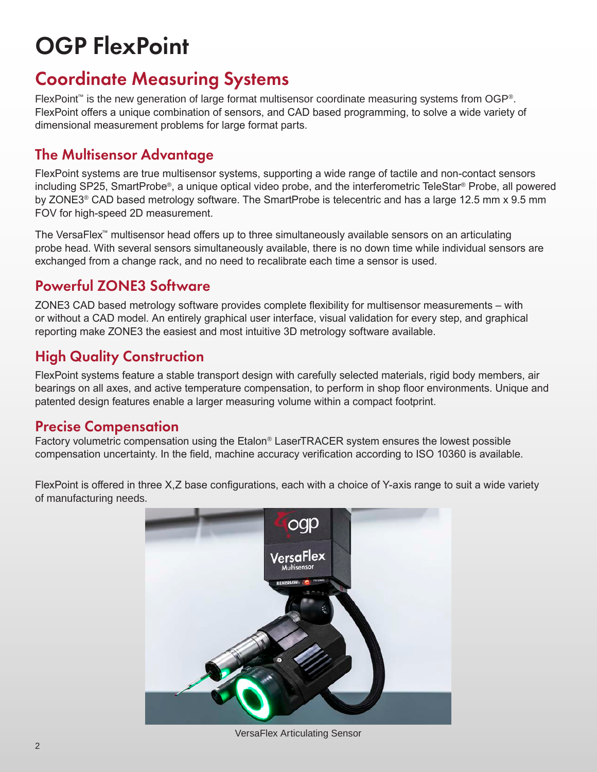# OGP FlexPoint

## Coordinate Measuring Systems

FlexPoint™ is the new generation of large format multisensor coordinate measuring systems from OGP®. FlexPoint offers a unique combination of sensors, and CAD based programming, to solve a wide variety of dimensional measurement problems for large format parts.

### The Multisensor Advantage

FlexPoint systems are true multisensor systems, supporting a wide range of tactile and non-contact sensors including SP25, SmartProbe®, a unique optical video probe, and the interferometric TeleStar® Probe, all powered by ZONE3® CAD based metrology software. The SmartProbe is telecentric and has a large 12.5 mm x 9.5 mm FOV for high-speed 2D measurement.

The VersaFlex™ multisensor head offers up to three simultaneously available sensors on an articulating probe head. With several sensors simultaneously available, there is no down time while individual sensors are exchanged from a change rack, and no need to recalibrate each time a sensor is used.

### Powerful ZONE3 Software

ZONE3 CAD based metrology software provides complete flexibility for multisensor measurements – with or without a CAD model. An entirely graphical user interface, visual validation for every step, and graphical reporting make ZONE3 the easiest and most intuitive 3D metrology software available.

### High Quality Construction

FlexPoint systems feature a stable transport design with carefully selected materials, rigid body members, air bearings on all axes, and active temperature compensation, to perform in shop floor environments. Unique and patented design features enable a larger measuring volume within a compact footprint.

### Precise Compensation

Factory volumetric compensation using the Etalon® LaserTRACER system ensures the lowest possible compensation uncertainty. In the field, machine accuracy verification according to ISO 10360 is available.

FlexPoint is offered in three X,Z base configurations, each with a choice of Y-axis range to suit a wide variety of manufacturing needs.

VersaFlex Articulating Sensor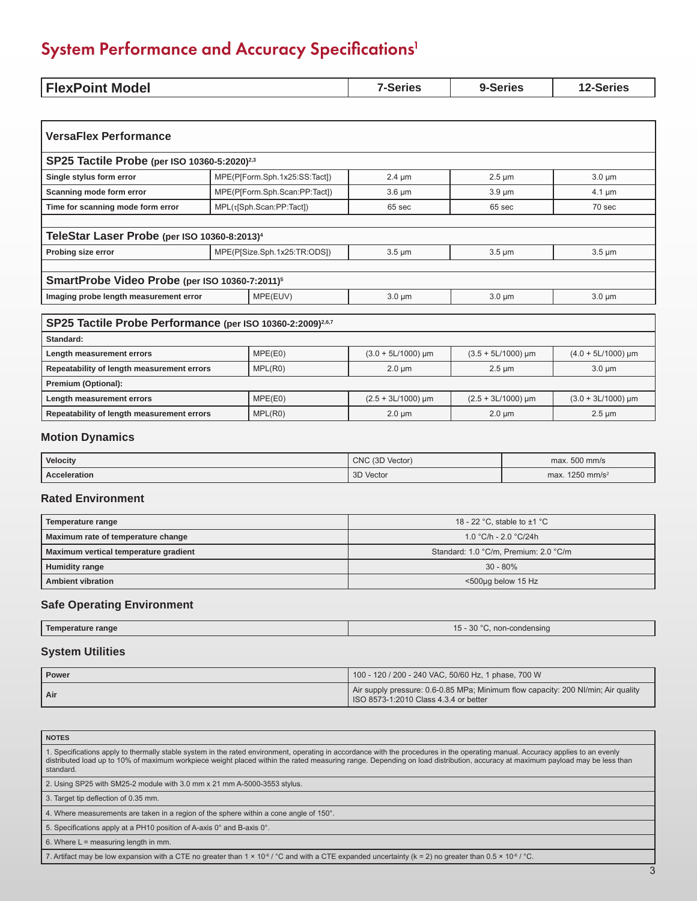# System Performance and Accuracy Specifications[1]

| FlexPoint Model | | 7-Series | 9-Series | 12-Series |
|---|---|---|---|---|

| VersaFlex Performance | | | | |
|---|---|---|---|---|
| **SP25 Tactile Probe** (per ISO 10360-5:2020)[2,3] | | | | |
| **Single stylus form error** | MPE(P[Form.Sph.1x25:SS:Tact]) | 2.4 µm | 2.5 µm | 3.0 µm |
| **Scanning mode form error** | MPE(P[Form.Sph.Scan:PP:Tact]) | 3.6 µm | 3.9 µm | 4.1 µm |
| **Time for scanning mode form error** | MPL(τ[Sph.Scan:PP:Tact]) | 65 sec | 65 sec | 70 sec |
| **TeleStar Laser Probe** (per ISO 10360-8:2013)[4] | | | | |
| **Probing size error** | MPE(P[Size.Sph.1x25:TR:ODS]) | 3.5 µm | 3.5 µm | 3.5 µm |
| **SmartProbe Video Probe** (per ISO 10360-7:2011)[5] | | | | |
| **Imaging probe length measurement error** | MPE(EUV) | 3.0 µm | 3.0 µm | 3.0 µm |

| SP25 Tactile Probe Performance (per ISO 10360-2:2009)[2,6,7] | | | | |
|---|---|---|---|---|
| **Standard:** | | | | |
| **Length measurement errors** | MPE(E0) | (3.0 + 5L/1000) µm | (3.5 + 5L/1000) µm | (4.0 + 5L/1000) µm |
| **Repeatability of length measurement errors** | MPL(R0) | 2.0 µm | 2.5 µm | 3.0 µm |
| **Premium (Optional):** | | | | |
| **Length measurement errors** | MPE(E0) | (2.5 + 3L/1000) µm | (2.5 + 3L/1000) µm | (3.0 + 3L/1000) µm |
| **Repeatability of length measurement errors** | MPL(R0) | 2.0 µm | 2.0 µm | 2.5 µm |

## Motion Dynamics

| | | |
|---|---|---|
| **Velocity** | CNC (3D Vector) | max. 500 mm/s |
| **Acceleration** | 3D Vector | max. 1250 mm/s² |

## Rated Environment

| | |
|---|---|
| **Temperature range** | 18 - 22 °C, stable to ±1 °C |
| **Maximum rate of temperature change** | 1.0 °C/h - 2.0 °C/24h |
| **Maximum vertical temperature gradient** | Standard: 1.0 °C/m, Premium: 2.0 °C/m |
| **Humidity range** | 30 - 80% |
| **Ambient vibration** | <500µg below 15 Hz |

## Safe Operating Environment

| | |
|---|---|
| **Temperature range** | 15 - 30 °C, non-condensing |

## System Utilities

| | |
|---|---|
| **Power** | 100 - 120 / 200 - 240 VAC, 50/60 Hz, 1 phase, 700 W |
| **Air** | Air supply pressure: 0.6-0.85 MPa; Minimum flow capacity: 200 Nl/min; Air quality ISO 8573-1:2010 Class 4.3.4 or better |

**NOTES**

1. Specifications apply to thermally stable system in the rated environment, operating in accordance with the procedures in the operating manual. Accuracy applies to an evenly distributed load up to 10% of maximum workpiece weight placed within the rated measuring range. Depending on load distribution, accuracy at maximum payload may be less than standard.
2. Using SP25 with SM25-2 module with 3.0 mm x 21 mm A-5000-3553 stylus.
3. Target tip deflection of 0.35 mm.
4. Where measurements are taken in a region of the sphere within a cone angle of 150°.
5. Specifications apply at a PH10 position of A-axis 0° and B-axis 0°.
6. Where L = measuring length in mm.
7. Artifact may be low expansion with a CTE no greater than $1 \times 10^{-6}$ / °C and with a CTE expanded uncertainty (k = 2) no greater than $0.5 \times 10^{-6}$ / °C.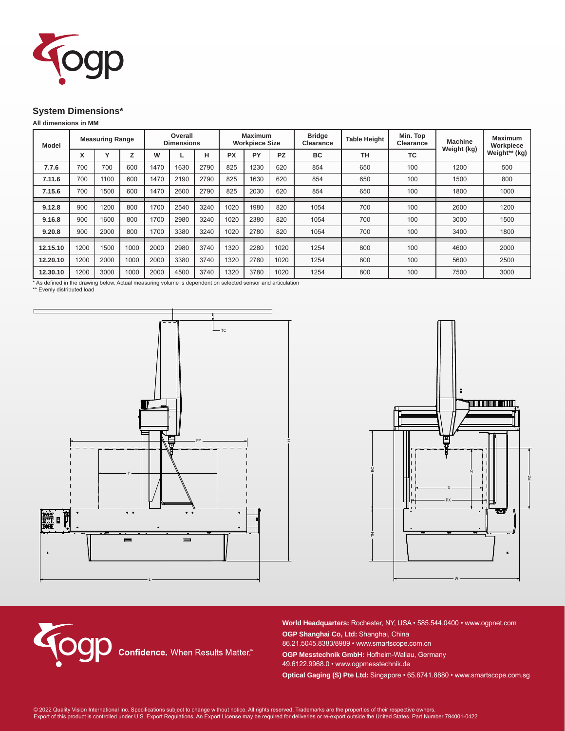## System Dimensions*

**All dimensions in MM**

| Model | Measuring Range | | | Overall Dimensions | | | Maximum Workpiece Size | | | Bridge Clearance | Table Height | Min. Top Clearance | Machine Weight (kg) | Maximum Workpiece Weight** (kg) |
|---|---|---|---|---|---|---|---|---|---|---|---|---|---|---|
| | X | Y | Z | W | L | H | PX | PY | PZ | BC | TH | TC | | |
| **7.7.6** | 700 | 700 | 600 | 1470 | 1630 | 2790 | 825 | 1230 | 620 | 854 | 650 | 100 | 1200 | 500 |
| **7.11.6** | 700 | 1100 | 600 | 1470 | 2190 | 2790 | 825 | 1630 | 620 | 854 | 650 | 100 | 1500 | 800 |
| **7.15.6** | 700 | 1500 | 600 | 1470 | 2600 | 2790 | 825 | 2030 | 620 | 854 | 650 | 100 | 1800 | 1000 |
| **9.12.8** | 900 | 1200 | 800 | 1700 | 2540 | 3240 | 1020 | 1980 | 820 | 1054 | 700 | 100 | 2600 | 1200 |
| **9.16.8** | 900 | 1600 | 800 | 1700 | 2980 | 3240 | 1020 | 2380 | 820 | 1054 | 700 | 100 | 3000 | 1500 |
| **9.20.8** | 900 | 2000 | 800 | 1700 | 3380 | 3240 | 1020 | 2780 | 820 | 1054 | 700 | 100 | 3400 | 1800 |
| **12.15.10** | 1200 | 1500 | 1000 | 2000 | 2980 | 3740 | 1320 | 2280 | 1020 | 1254 | 800 | 100 | 4600 | 2000 |
| **12.20.10** | 1200 | 2000 | 1000 | 2000 | 3380 | 3740 | 1320 | 2780 | 1020 | 1254 | 800 | 100 | 5600 | 2500 |
| **12.30.10** | 1200 | 3000 | 1000 | 2000 | 4500 | 3740 | 1320 | 3780 | 1020 | 1254 | 800 | 100 | 7500 | 3000 |

* As defined in the drawing below. Actual measuring volume is dependent on selected sensor and articulation

** Evenly distributed load

TC
PY
Y
H
L

BC
Z
X
PX
PZ
TH
W

**Confidence.** When Results Matter.™

**World Headquarters:** Rochester, NY, USA • 585.544.0400 • www.ogpnet.com

**OGP Shanghai Co, Ltd:** Shanghai, China
86.21.5045.8383/8989 • www.smartscope.com.cn

**OGP Messtechnik GmbH:** Hofheim-Wallau, Germany
49.6122.9968.0 • www.ogpmesstechnik.de

**Optical Gaging (S) Pte Ltd:** Singapore • 65.6741.8880 • www.smartscope.com.sg

© 2022 Quality Vision International Inc. Specifications subject to change without notice. All rights reserved. Trademarks are the properties of their respective owners.
Export of this product is controlled under U.S. Export Regulations. An Export License may be required for deliveries or re-export outside the United States. Part Number 794001-0422